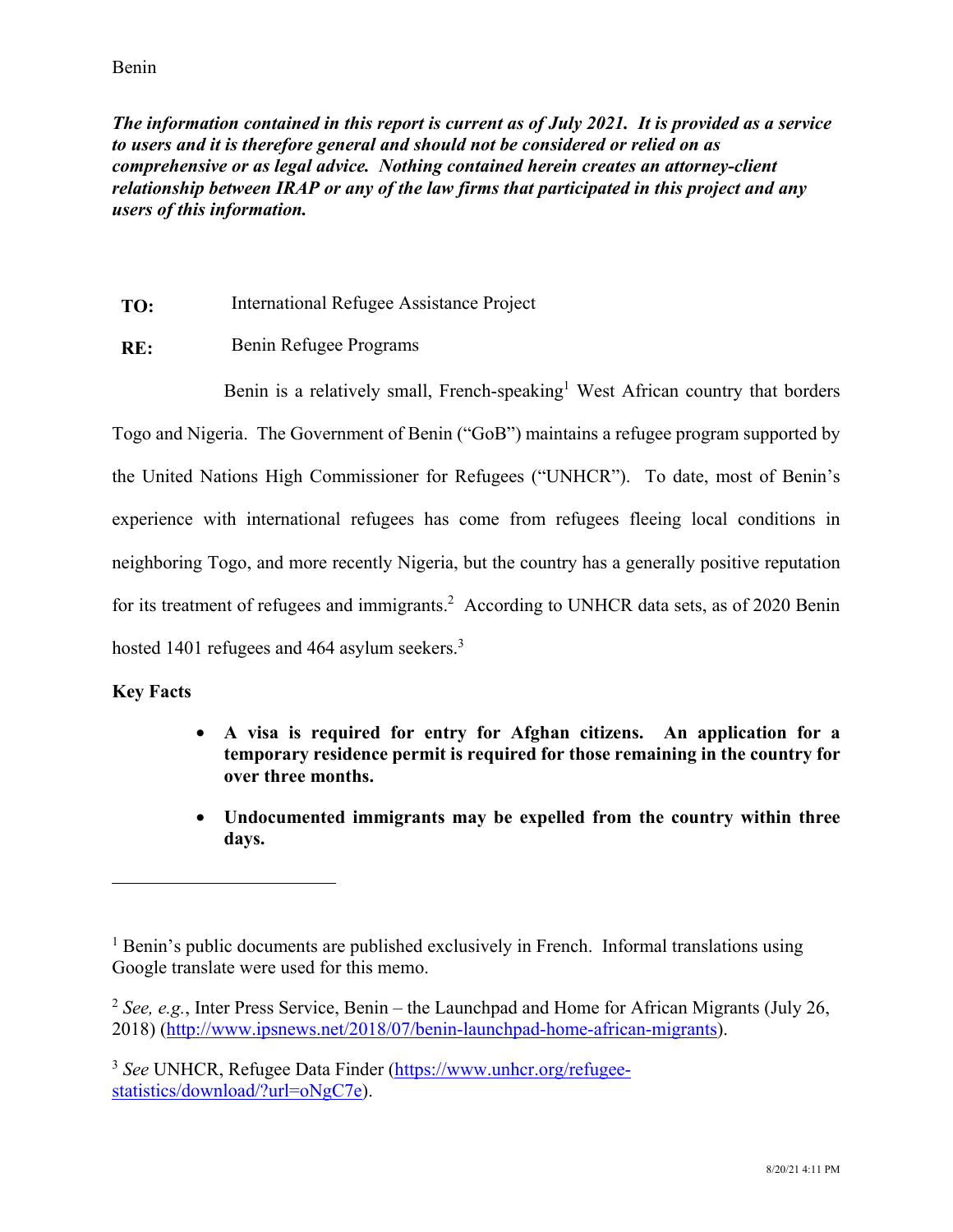Benin

***The information contained in this report is current as of July 2021. It is provided as a service to users and it is therefore general and should not be considered or relied on as comprehensive or as legal advice. Nothing contained herein creates an attorney-client relationship between IRAP or any of the law firms that participated in this project and any users of this information.***

**TO:** International Refugee Assistance Project

**RE:** Benin Refugee Programs

Benin is a relatively small, French-speaking[1] West African country that borders Togo and Nigeria. The Government of Benin ("GoB") maintains a refugee program supported by the United Nations High Commissioner for Refugees ("UNHCR"). To date, most of Benin's experience with international refugees has come from refugees fleeing local conditions in neighboring Togo, and more recently Nigeria, but the country has a generally positive reputation for its treatment of refugees and immigrants.[2] According to UNHCR data sets, as of 2020 Benin hosted 1401 refugees and 464 asylum seekers.[3]

**Key Facts**

- **A visa is required for entry for Afghan citizens. An application for a temporary residence permit is required for those remaining in the country for over three months.**
- **Undocumented immigrants may be expelled from the country within three days.**

---

[1] Benin's public documents are published exclusively in French. Informal translations using Google translate were used for this memo.

[2] *See, e.g.*, Inter Press Service, Benin – the Launchpad and Home for African Migrants (July 26, 2018) (http://www.ipsnews.net/2018/07/benin-launchpad-home-african-migrants).

[3] *See* UNHCR, Refugee Data Finder (https://www.unhcr.org/refugee-statistics/download/?url=oNgC7e).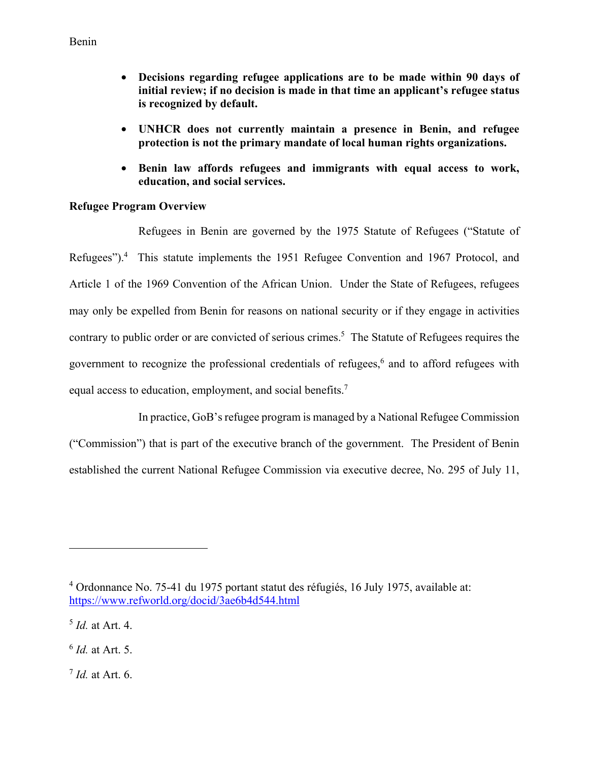- **Decisions regarding refugee applications are to be made within 90 days of initial review; if no decision is made in that time an applicant's refugee status is recognized by default.**
- **UNHCR does not currently maintain a presence in Benin, and refugee protection is not the primary mandate of local human rights organizations.**
- **Benin law affords refugees and immigrants with equal access to work, education, and social services.**

**Refugee Program Overview**

Refugees in Benin are governed by the 1975 Statute of Refugees ("Statute of Refugees").[4] This statute implements the 1951 Refugee Convention and 1967 Protocol, and Article 1 of the 1969 Convention of the African Union. Under the State of Refugees, refugees may only be expelled from Benin for reasons on national security or if they engage in activities contrary to public order or are convicted of serious crimes.[5] The Statute of Refugees requires the government to recognize the professional credentials of refugees,[6] and to afford refugees with equal access to education, employment, and social benefits.[7]

In practice, GoB's refugee program is managed by a National Refugee Commission ("Commission") that is part of the executive branch of the government. The President of Benin established the current National Refugee Commission via executive decree, No. 295 of July 11,

---

[4] Ordonnance No. 75-41 du 1975 portant statut des réfugiés, 16 July 1975, available at: https://www.refworld.org/docid/3ae6b4d544.html

[5] *Id.* at Art. 4.

[6] *Id.* at Art. 5.

[7] *Id.* at Art. 6.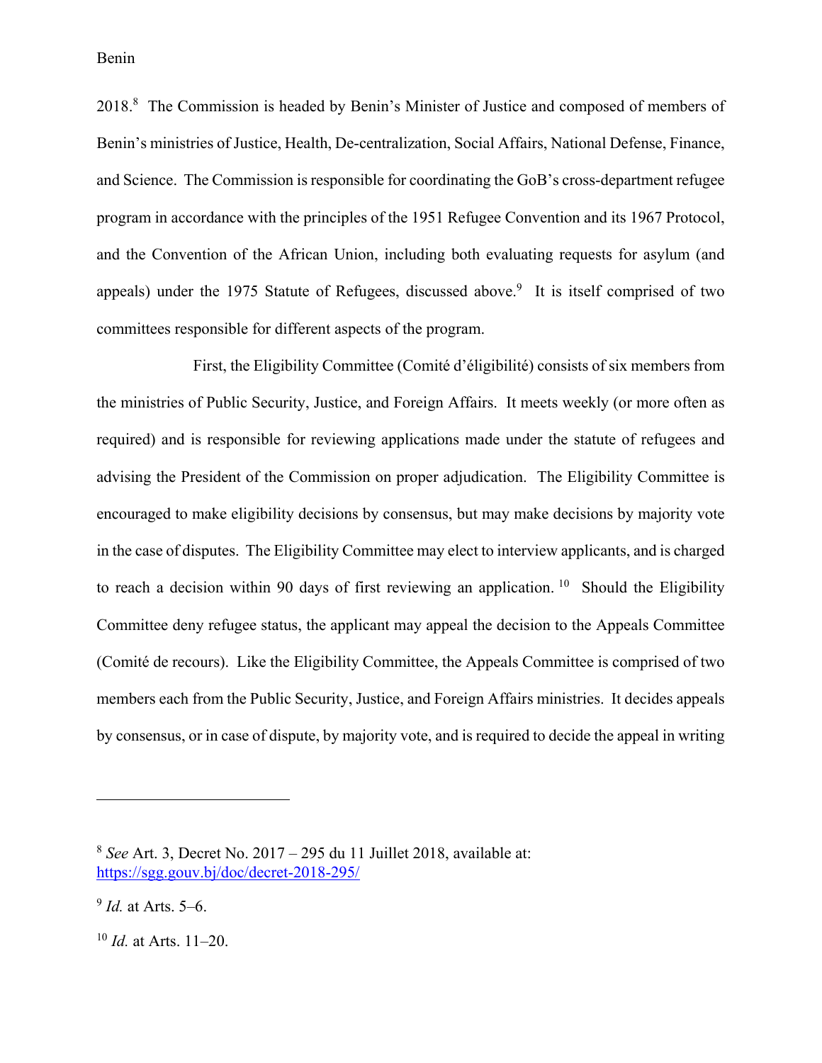2018.[8] The Commission is headed by Benin's Minister of Justice and composed of members of Benin's ministries of Justice, Health, De-centralization, Social Affairs, National Defense, Finance, and Science. The Commission is responsible for coordinating the GoB's cross-department refugee program in accordance with the principles of the 1951 Refugee Convention and its 1967 Protocol, and the Convention of the African Union, including both evaluating requests for asylum (and appeals) under the 1975 Statute of Refugees, discussed above.[9] It is itself comprised of two committees responsible for different aspects of the program.

First, the Eligibility Committee (Comité d'éligibilité) consists of six members from the ministries of Public Security, Justice, and Foreign Affairs. It meets weekly (or more often as required) and is responsible for reviewing applications made under the statute of refugees and advising the President of the Commission on proper adjudication. The Eligibility Committee is encouraged to make eligibility decisions by consensus, but may make decisions by majority vote in the case of disputes. The Eligibility Committee may elect to interview applicants, and is charged to reach a decision within 90 days of first reviewing an application.[10] Should the Eligibility Committee deny refugee status, the applicant may appeal the decision to the Appeals Committee (Comité de recours). Like the Eligibility Committee, the Appeals Committee is comprised of two members each from the Public Security, Justice, and Foreign Affairs ministries. It decides appeals by consensus, or in case of dispute, by majority vote, and is required to decide the appeal in writing

---

[8] *See* Art. 3, Decret No. 2017 – 295 du 11 Juillet 2018, available at: https://sgg.gouv.bj/doc/decret-2018-295/

[9] *Id.* at Arts. 5–6.

[10] *Id.* at Arts. 11–20.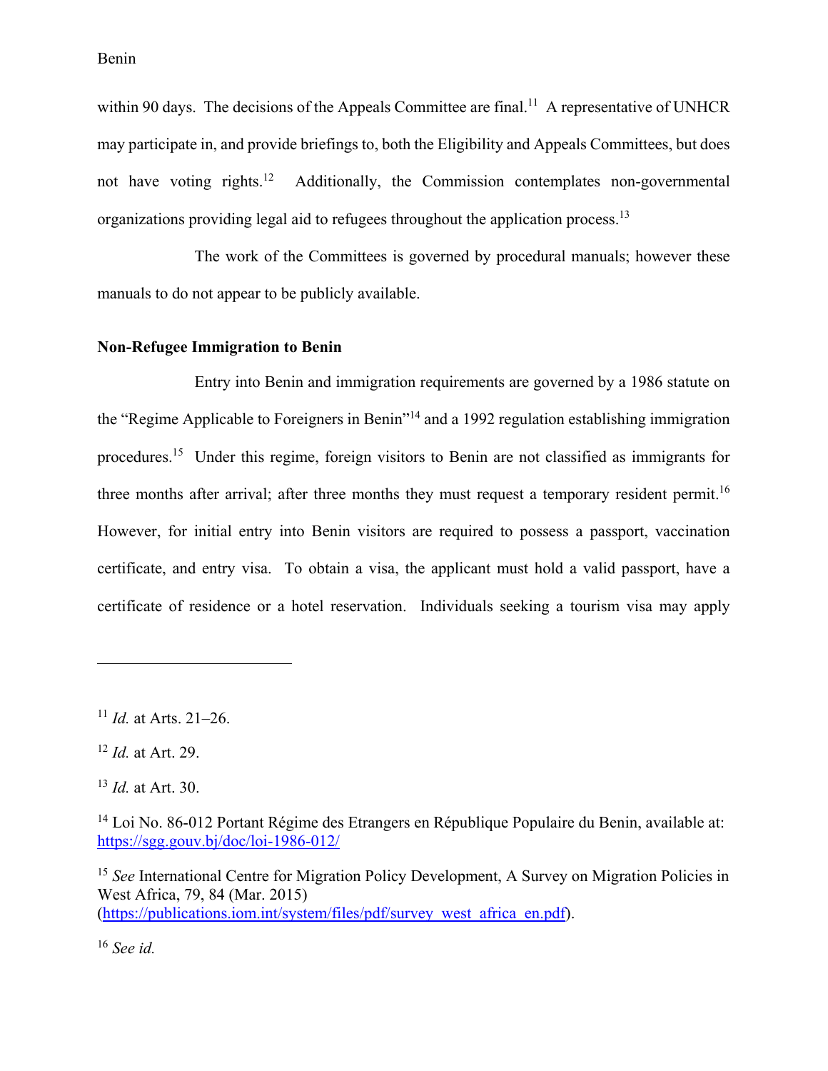within 90 days. The decisions of the Appeals Committee are final.[11] A representative of UNHCR may participate in, and provide briefings to, both the Eligibility and Appeals Committees, but does not have voting rights.[12] Additionally, the Commission contemplates non-governmental organizations providing legal aid to refugees throughout the application process.[13]

The work of the Committees is governed by procedural manuals; however these manuals to do not appear to be publicly available.

**Non-Refugee Immigration to Benin**

Entry into Benin and immigration requirements are governed by a 1986 statute on the "Regime Applicable to Foreigners in Benin"[14] and a 1992 regulation establishing immigration procedures.[15] Under this regime, foreign visitors to Benin are not classified as immigrants for three months after arrival; after three months they must request a temporary resident permit.[16] However, for initial entry into Benin visitors are required to possess a passport, vaccination certificate, and entry visa. To obtain a visa, the applicant must hold a valid passport, have a certificate of residence or a hotel reservation. Individuals seeking a tourism visa may apply

---

[11] *Id.* at Arts. 21–26.

[12] *Id.* at Art. 29.

[13] *Id.* at Art. 30.

[14] Loi No. 86-012 Portant Régime des Etrangers en République Populaire du Benin, available at: https://sgg.gouv.bj/doc/loi-1986-012/

[15] *See* International Centre for Migration Policy Development, A Survey on Migration Policies in West Africa, 79, 84 (Mar. 2015) (https://publications.iom.int/system/files/pdf/survey_west_africa_en.pdf).

[16] *See id.*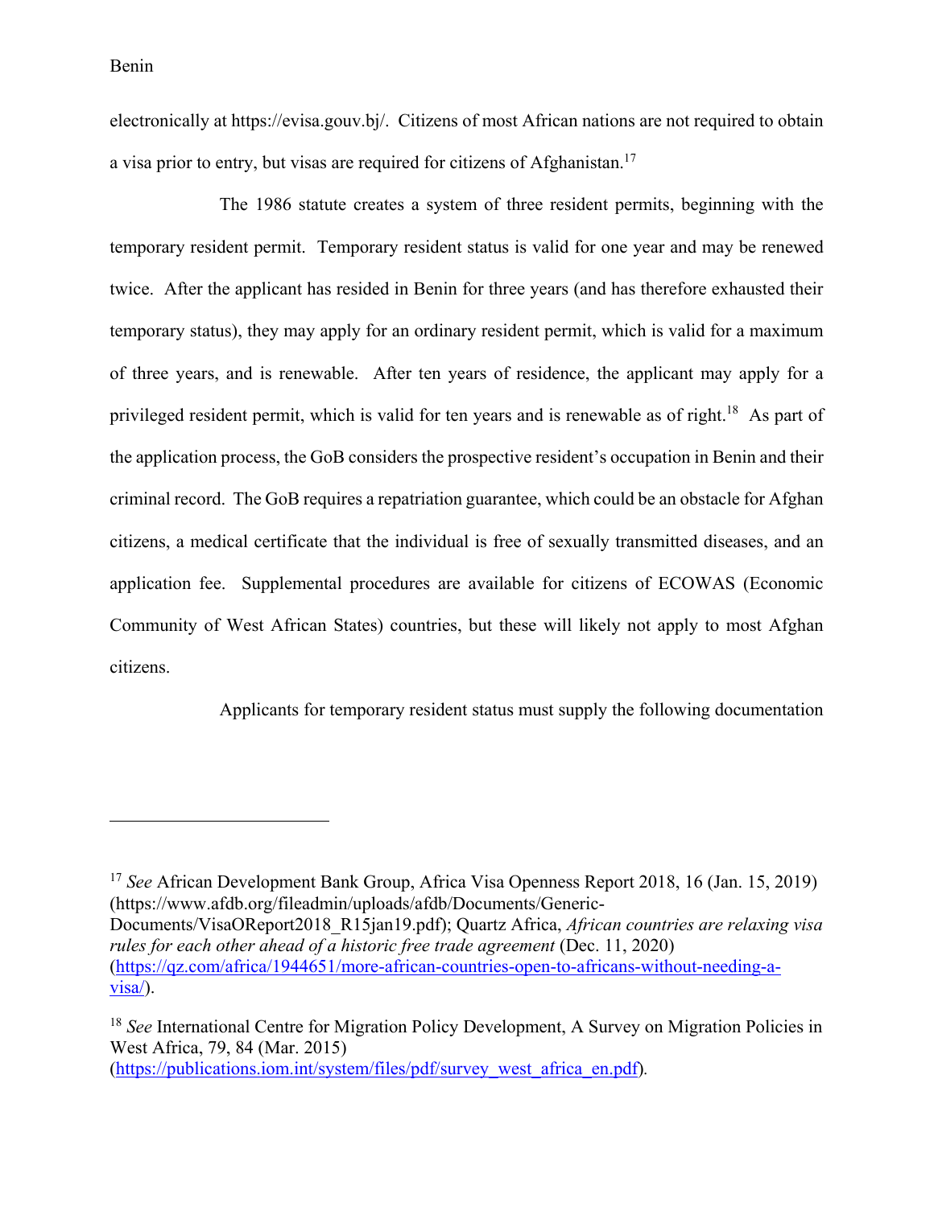electronically at https://evisa.gouv.bj/. Citizens of most African nations are not required to obtain a visa prior to entry, but visas are required for citizens of Afghanistan.[17]

The 1986 statute creates a system of three resident permits, beginning with the temporary resident permit. Temporary resident status is valid for one year and may be renewed twice. After the applicant has resided in Benin for three years (and has therefore exhausted their temporary status), they may apply for an ordinary resident permit, which is valid for a maximum of three years, and is renewable. After ten years of residence, the applicant may apply for a privileged resident permit, which is valid for ten years and is renewable as of right.[18] As part of the application process, the GoB considers the prospective resident's occupation in Benin and their criminal record. The GoB requires a repatriation guarantee, which could be an obstacle for Afghan citizens, a medical certificate that the individual is free of sexually transmitted diseases, and an application fee. Supplemental procedures are available for citizens of ECOWAS (Economic Community of West African States) countries, but these will likely not apply to most Afghan citizens.

Applicants for temporary resident status must supply the following documentation

---

[17] *See* African Development Bank Group, Africa Visa Openness Report 2018, 16 (Jan. 15, 2019) (https://www.afdb.org/fileadmin/uploads/afdb/Documents/Generic-Documents/VisaOReport2018_R15jan19.pdf); Quartz Africa, *African countries are relaxing visa rules for each other ahead of a historic free trade agreement* (Dec. 11, 2020) (https://qz.com/africa/1944651/more-african-countries-open-to-africans-without-needing-a-visa/).

[18] *See* International Centre for Migration Policy Development, A Survey on Migration Policies in West Africa, 79, 84 (Mar. 2015) (https://publications.iom.int/system/files/pdf/survey_west_africa_en.pdf).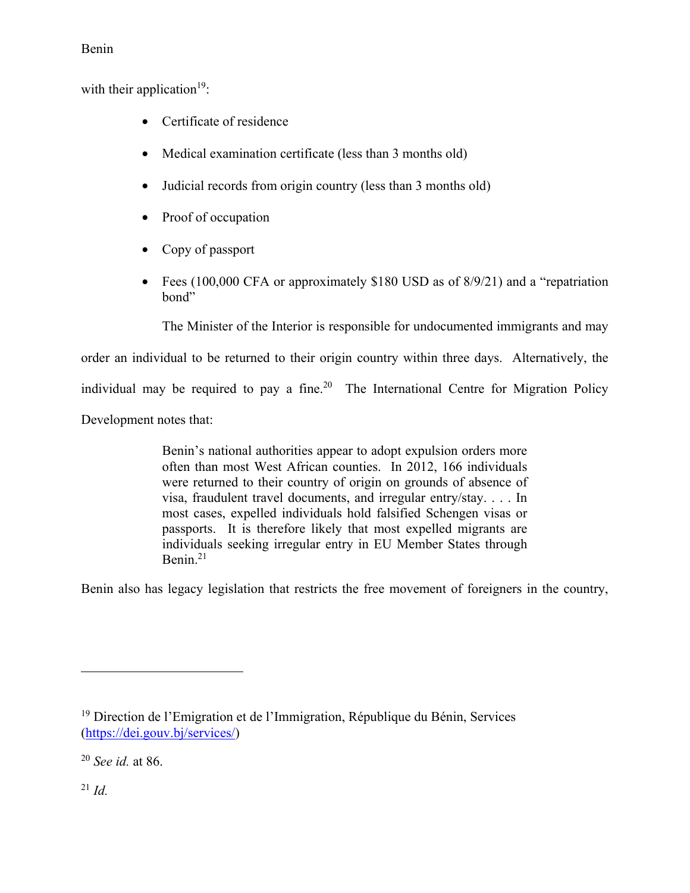with their application[19]:

- Certificate of residence
- Medical examination certificate (less than 3 months old)
- Judicial records from origin country (less than 3 months old)
- Proof of occupation
- Copy of passport
- Fees (100,000 CFA or approximately $180 USD as of 8/9/21) and a "repatriation bond"

The Minister of the Interior is responsible for undocumented immigrants and may order an individual to be returned to their origin country within three days. Alternatively, the individual may be required to pay a fine.[20] The International Centre for Migration Policy Development notes that:

> Benin's national authorities appear to adopt expulsion orders more often than most West African counties. In 2012, 166 individuals were returned to their country of origin on grounds of absence of visa, fraudulent travel documents, and irregular entry/stay. . . . In most cases, expelled individuals hold falsified Schengen visas or passports. It is therefore likely that most expelled migrants are individuals seeking irregular entry in EU Member States through Benin.[21]

Benin also has legacy legislation that restricts the free movement of foreigners in the country,

---

[19] Direction de l'Emigration et de l'Immigration, République du Bénin, Services (https://dei.gouv.bj/services/)

[20] *See id.* at 86.

[21] *Id.*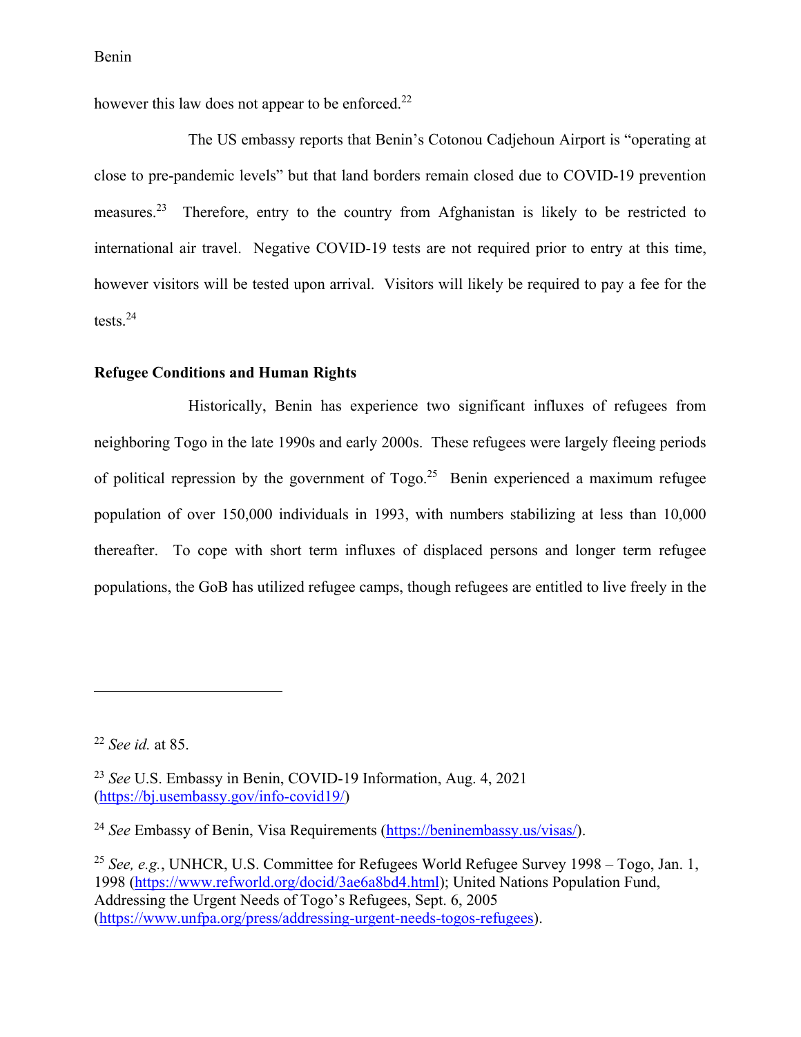however this law does not appear to be enforced.[22]

The US embassy reports that Benin's Cotonou Cadjehoun Airport is "operating at close to pre-pandemic levels" but that land borders remain closed due to COVID-19 prevention measures.[23] Therefore, entry to the country from Afghanistan is likely to be restricted to international air travel. Negative COVID-19 tests are not required prior to entry at this time, however visitors will be tested upon arrival. Visitors will likely be required to pay a fee for the tests.[24]

**Refugee Conditions and Human Rights**

Historically, Benin has experience two significant influxes of refugees from neighboring Togo in the late 1990s and early 2000s. These refugees were largely fleeing periods of political repression by the government of Togo.[25] Benin experienced a maximum refugee population of over 150,000 individuals in 1993, with numbers stabilizing at less than 10,000 thereafter. To cope with short term influxes of displaced persons and longer term refugee populations, the GoB has utilized refugee camps, though refugees are entitled to live freely in the

---

[22] *See id.* at 85.

[23] *See* U.S. Embassy in Benin, COVID-19 Information, Aug. 4, 2021 (https://bj.usembassy.gov/info-covid19/)

[24] *See* Embassy of Benin, Visa Requirements (https://beninembassy.us/visas/).

[25] *See, e.g.*, UNHCR, U.S. Committee for Refugees World Refugee Survey 1998 – Togo, Jan. 1, 1998 (https://www.refworld.org/docid/3ae6a8bd4.html); United Nations Population Fund, Addressing the Urgent Needs of Togo's Refugees, Sept. 6, 2005 (https://www.unfpa.org/press/addressing-urgent-needs-togos-refugees).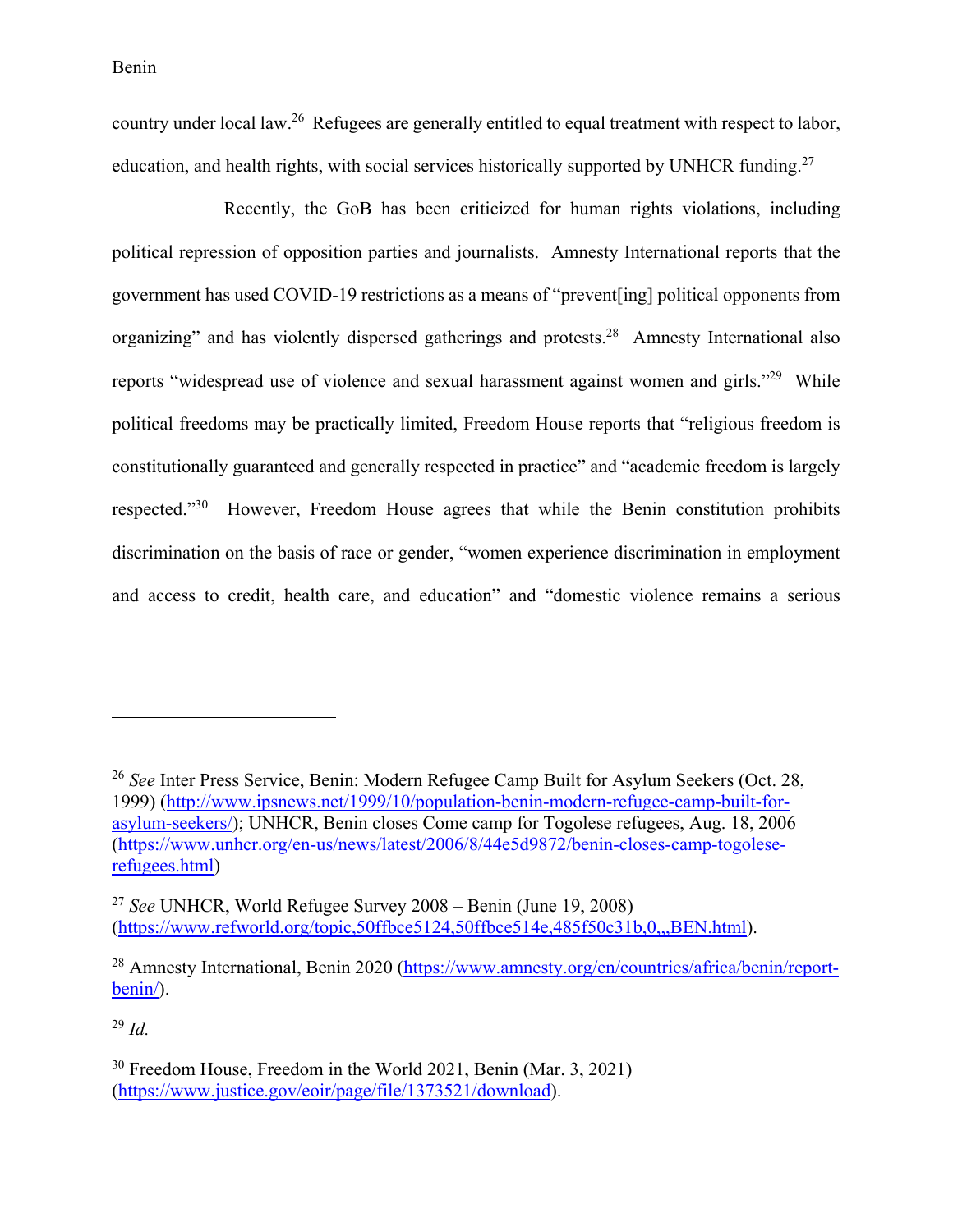country under local law.[26] Refugees are generally entitled to equal treatment with respect to labor, education, and health rights, with social services historically supported by UNHCR funding.[27]

Recently, the GoB has been criticized for human rights violations, including political repression of opposition parties and journalists. Amnesty International reports that the government has used COVID-19 restrictions as a means of "prevent[ing] political opponents from organizing" and has violently dispersed gatherings and protests.[28] Amnesty International also reports "widespread use of violence and sexual harassment against women and girls."[29] While political freedoms may be practically limited, Freedom House reports that "religious freedom is constitutionally guaranteed and generally respected in practice" and "academic freedom is largely respected."[30] However, Freedom House agrees that while the Benin constitution prohibits discrimination on the basis of race or gender, "women experience discrimination in employment and access to credit, health care, and education" and "domestic violence remains a serious

---

[26] *See* Inter Press Service, Benin: Modern Refugee Camp Built for Asylum Seekers (Oct. 28, 1999) (http://www.ipsnews.net/1999/10/population-benin-modern-refugee-camp-built-for-asylum-seekers/); UNHCR, Benin closes Come camp for Togolese refugees, Aug. 18, 2006 (https://www.unhcr.org/en-us/news/latest/2006/8/44e5d9872/benin-closes-camp-togolese-refugees.html)

[27] *See* UNHCR, World Refugee Survey 2008 – Benin (June 19, 2008) (https://www.refworld.org/topic,50ffbce5124,50ffbce514e,485f50c31b,0,,,BEN.html).

[28] Amnesty International, Benin 2020 (https://www.amnesty.org/en/countries/africa/benin/report-benin/).

[29] *Id.*

[30] Freedom House, Freedom in the World 2021, Benin (Mar. 3, 2021) (https://www.justice.gov/eoir/page/file/1373521/download).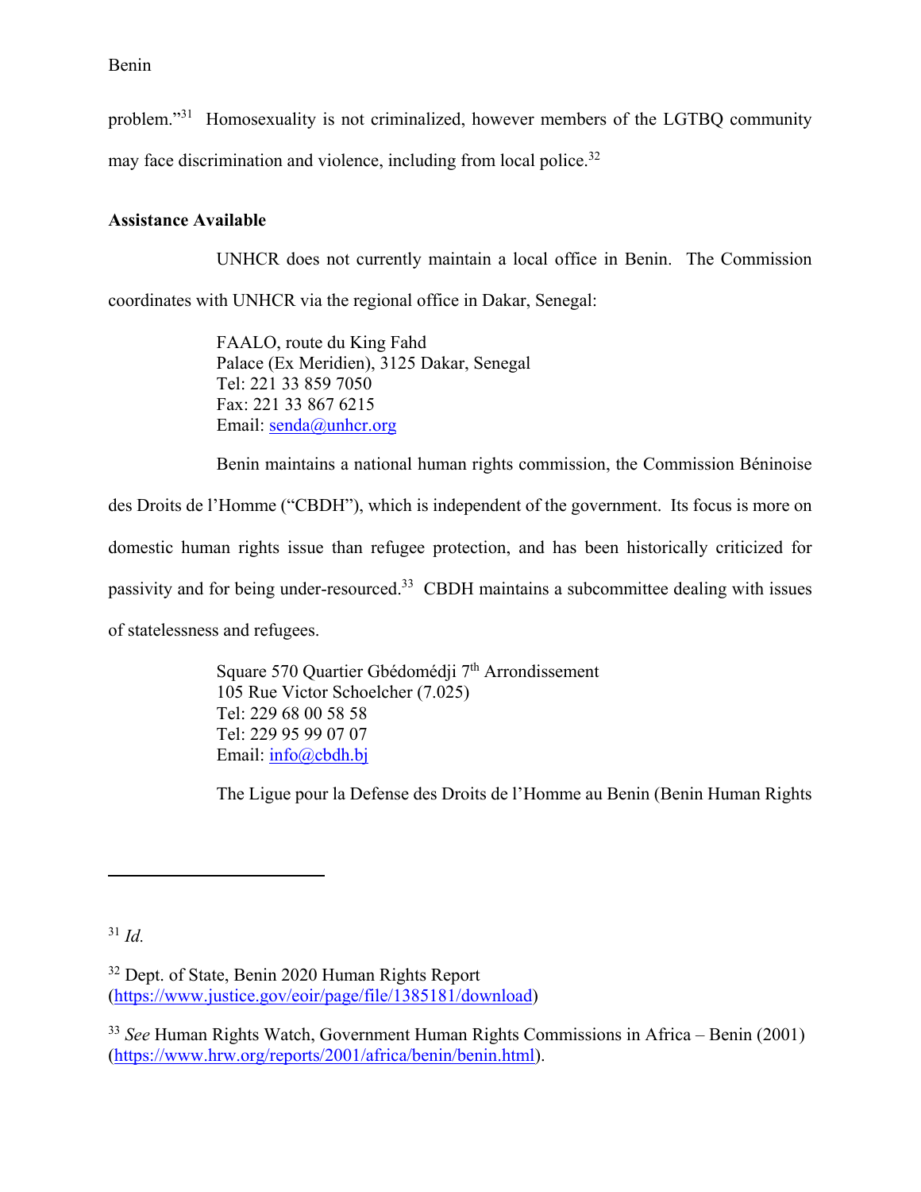problem."[31] Homosexuality is not criminalized, however members of the LGTBQ community may face discrimination and violence, including from local police.[32]

**Assistance Available**

UNHCR does not currently maintain a local office in Benin. The Commission coordinates with UNHCR via the regional office in Dakar, Senegal:

FAALO, route du King Fahd
Palace (Ex Meridien), 3125 Dakar, Senegal
Tel: 221 33 859 7050
Fax: 221 33 867 6215
Email: senda@unhcr.org

Benin maintains a national human rights commission, the Commission Béninoise des Droits de l'Homme ("CBDH"), which is independent of the government. Its focus is more on domestic human rights issue than refugee protection, and has been historically criticized for passivity and for being under-resourced.[33] CBDH maintains a subcommittee dealing with issues of statelessness and refugees.

Square 570 Quartier Gbédomédji 7th Arrondissement
105 Rue Victor Schoelcher (7.025)
Tel: 229 68 00 58 58
Tel: 229 95 99 07 07
Email: info@cbdh.bj

The Ligue pour la Defense des Droits de l'Homme au Benin (Benin Human Rights

---

[31] *Id.*

[32] Dept. of State, Benin 2020 Human Rights Report (https://www.justice.gov/eoir/page/file/1385181/download)

[33] *See* Human Rights Watch, Government Human Rights Commissions in Africa – Benin (2001) (https://www.hrw.org/reports/2001/africa/benin/benin.html).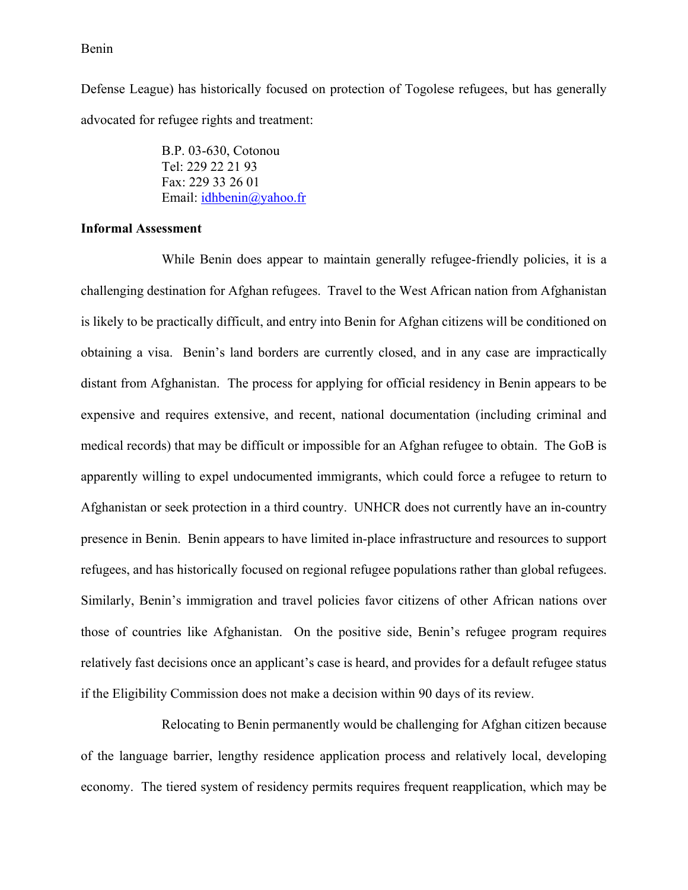Defense League) has historically focused on protection of Togolese refugees, but has generally advocated for refugee rights and treatment:

> B.P. 03-630, Cotonou
> Tel: 229 22 21 93
> Fax: 229 33 26 01
> Email: idhbenin@yahoo.fr

**Informal Assessment**

While Benin does appear to maintain generally refugee-friendly policies, it is a challenging destination for Afghan refugees. Travel to the West African nation from Afghanistan is likely to be practically difficult, and entry into Benin for Afghan citizens will be conditioned on obtaining a visa. Benin's land borders are currently closed, and in any case are impractically distant from Afghanistan. The process for applying for official residency in Benin appears to be expensive and requires extensive, and recent, national documentation (including criminal and medical records) that may be difficult or impossible for an Afghan refugee to obtain. The GoB is apparently willing to expel undocumented immigrants, which could force a refugee to return to Afghanistan or seek protection in a third country. UNHCR does not currently have an in-country presence in Benin. Benin appears to have limited in-place infrastructure and resources to support refugees, and has historically focused on regional refugee populations rather than global refugees. Similarly, Benin's immigration and travel policies favor citizens of other African nations over those of countries like Afghanistan. On the positive side, Benin's refugee program requires relatively fast decisions once an applicant's case is heard, and provides for a default refugee status if the Eligibility Commission does not make a decision within 90 days of its review.

Relocating to Benin permanently would be challenging for Afghan citizen because of the language barrier, lengthy residence application process and relatively local, developing economy. The tiered system of residency permits requires frequent reapplication, which may be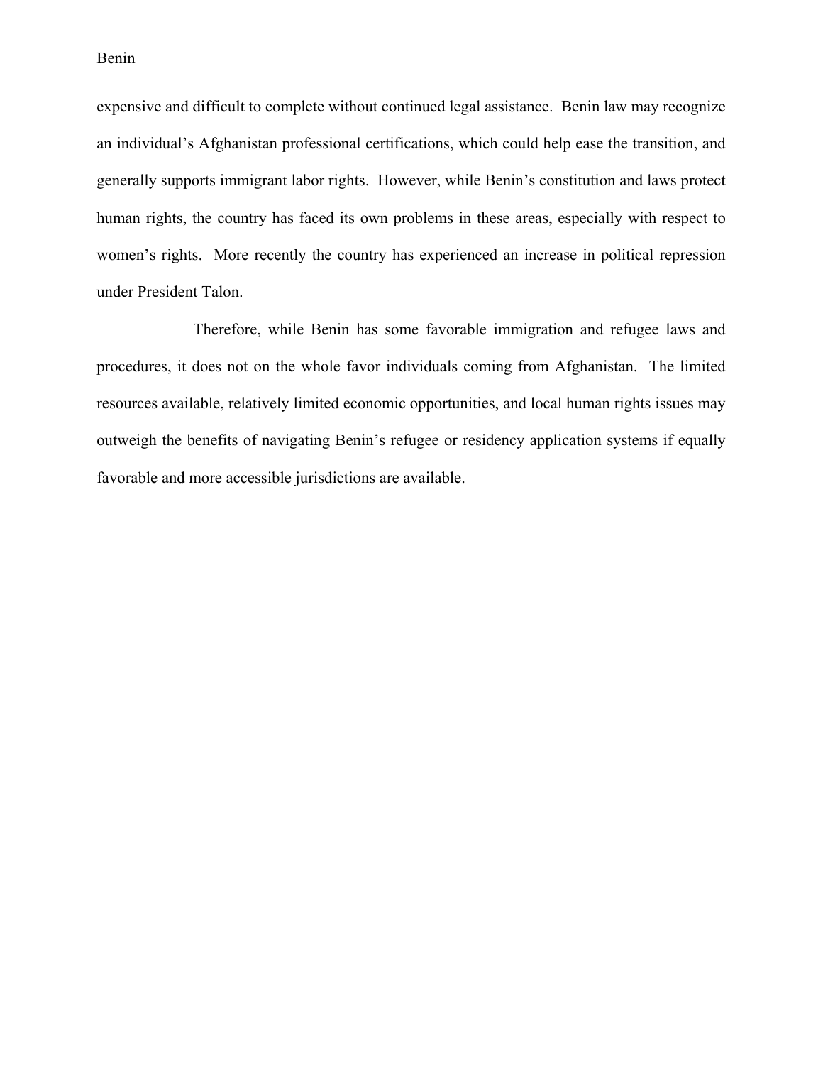expensive and difficult to complete without continued legal assistance. Benin law may recognize an individual's Afghanistan professional certifications, which could help ease the transition, and generally supports immigrant labor rights. However, while Benin's constitution and laws protect human rights, the country has faced its own problems in these areas, especially with respect to women's rights. More recently the country has experienced an increase in political repression under President Talon.

Therefore, while Benin has some favorable immigration and refugee laws and procedures, it does not on the whole favor individuals coming from Afghanistan. The limited resources available, relatively limited economic opportunities, and local human rights issues may outweigh the benefits of navigating Benin's refugee or residency application systems if equally favorable and more accessible jurisdictions are available.